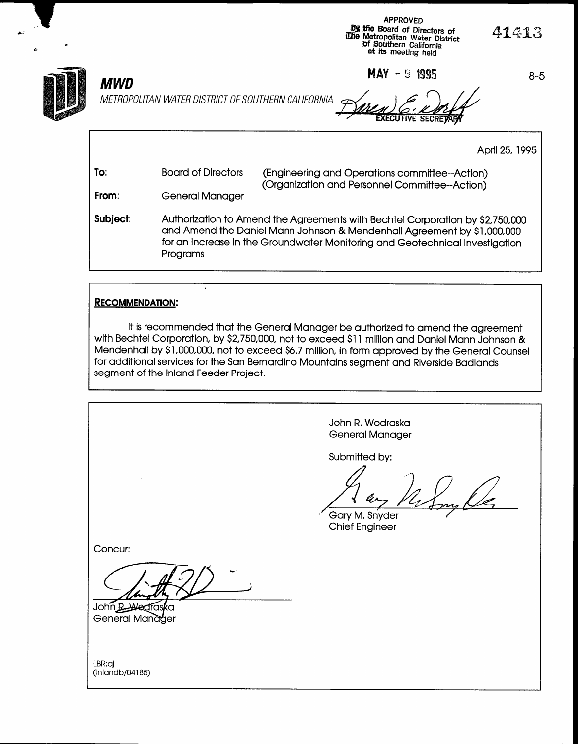APPROVED
By the Board of Directors of
The Metropolitan Water District
of Southern California
at its meeting held

MAY - 9 1995

EXECUTIVE SECRETARY

41413

8-5

**MWD**

*METROPOLITAN WATER DISTRICT OF SOUTHERN CALIFORNIA*

April 25, 1995

| | | |
|---|---|---|
| **To:** | Board of Directors | (Engineering and Operations committee--Action) (Organization and Personnel Committee--Action) |
| **From:** | General Manager | |
| **Subject:** | Authorization to Amend the Agreements with Bechtel Corporation by $2,750,000 and Amend the Daniel Mann Johnson & Mendenhall Agreement by $1,000,000 for an Increase in the Groundwater Monitoring and Geotechnical Investigation Programs | |

**RECOMMENDATION:**

It is recommended that the General Manager be authorized to amend the agreement with Bechtel Corporation, by $2,750,000, not to exceed $11 million and Daniel Mann Johnson & Mendenhall by $1,000,000, not to exceed $6.7 million, in form approved by the General Counsel for additional services for the San Bernardino Mountains segment and Riverside Badlands segment of the Inland Feeder Project.

John R. Wodraska
General Manager

Submitted by:

Gary M. Snyder
Chief Engineer

Concur:

John R. Wodraska
General Manager

LBR:aj
(Inlandb/04185)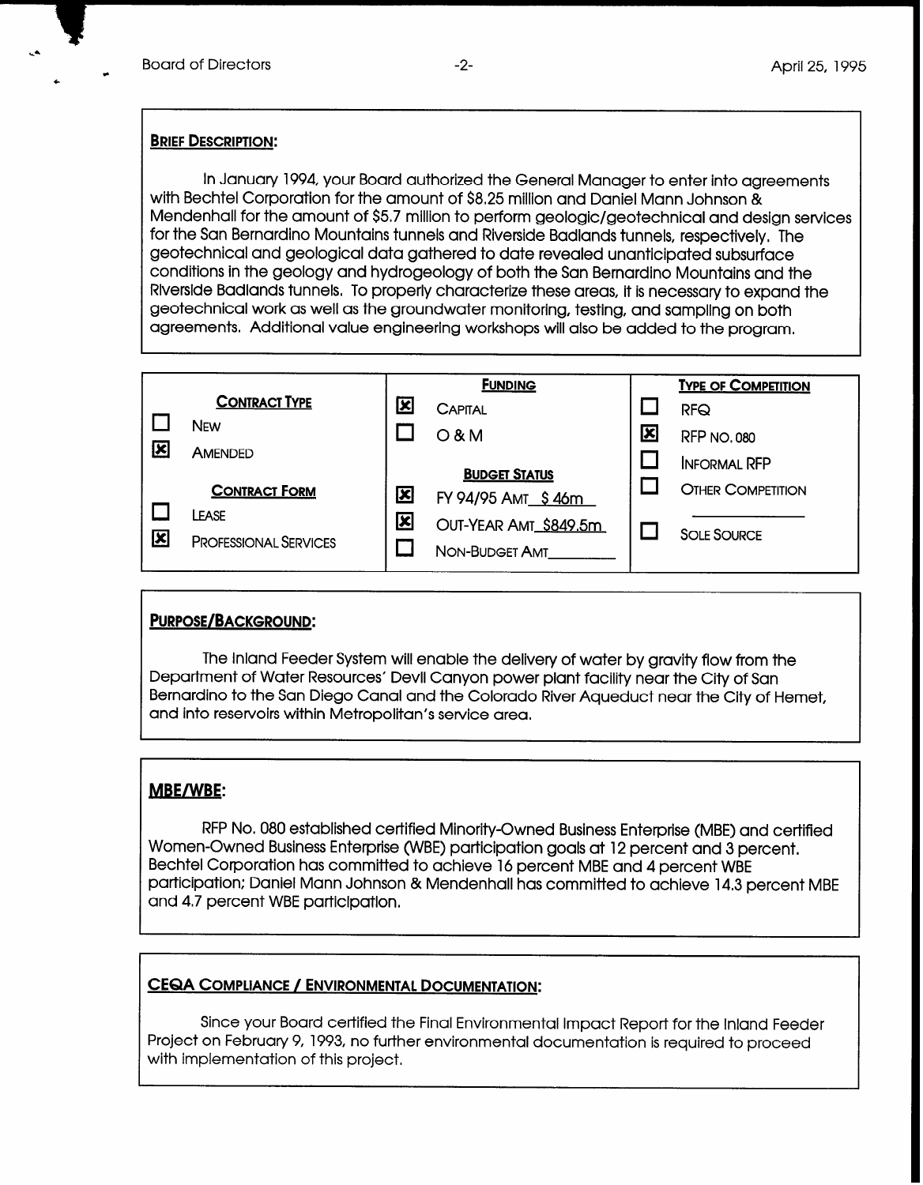**BRIEF DESCRIPTION:**

In January 1994, your Board authorized the General Manager to enter into agreements with Bechtel Corporation for the amount of $8.25 million and Daniel Mann Johnson & Mendenhall for the amount of $5.7 million to perform geologic/geotechnical and design services for the San Bernardino Mountains tunnels and Riverside Badlands tunnels, respectively. The geotechnical and geological data gathered to date revealed unanticipated subsurface conditions in the geology and hydrogeology of both the San Bernardino Mountains and the Riverside Badlands tunnels. To properly characterize these areas, it is necessary to expand the geotechnical work as well as the groundwater monitoring, testing, and sampling on both agreements. Additional value engineering workshops will also be added to the program.

| | | |
|---|---|---|
| **CONTRACT TYPE** | **FUNDING** | **TYPE OF COMPETITION** |
| ☐ NEW | ☒ CAPITAL | ☐ RFQ |
| ☒ AMENDED | ☐ O & M | ☒ RFP NO. 080 |
| **CONTRACT FORM** | **BUDGET STATUS** | ☐ INFORMAL RFP |
| ☐ LEASE | ☒ FY 94/95 AMT $ 46m | ☐ OTHER COMPETITION |
| ☒ PROFESSIONAL SERVICES | ☒ OUT-YEAR AMT $849.5m | ☐ SOLE SOURCE |
| | ☐ NON-BUDGET AMT ________ | |

**PURPOSE/BACKGROUND:**

The Inland Feeder System will enable the delivery of water by gravity flow from the Department of Water Resources' Devil Canyon power plant facility near the City of San Bernardino to the San Diego Canal and the Colorado River Aqueduct near the City of Hemet, and into reservoirs within Metropolitan's service area.

**MBE/WBE:**

RFP No. 080 established certified Minority-Owned Business Enterprise (MBE) and certified Women-Owned Business Enterprise (WBE) participation goals at 12 percent and 3 percent. Bechtel Corporation has committed to achieve 16 percent MBE and 4 percent WBE participation; Daniel Mann Johnson & Mendenhall has committed to achieve 14.3 percent MBE and 4.7 percent WBE participation.

**CEQA COMPLIANCE / ENVIRONMENTAL DOCUMENTATION:**

Since your Board certified the Final Environmental Impact Report for the Inland Feeder Project on February 9, 1993, no further environmental documentation is required to proceed with implementation of this project.